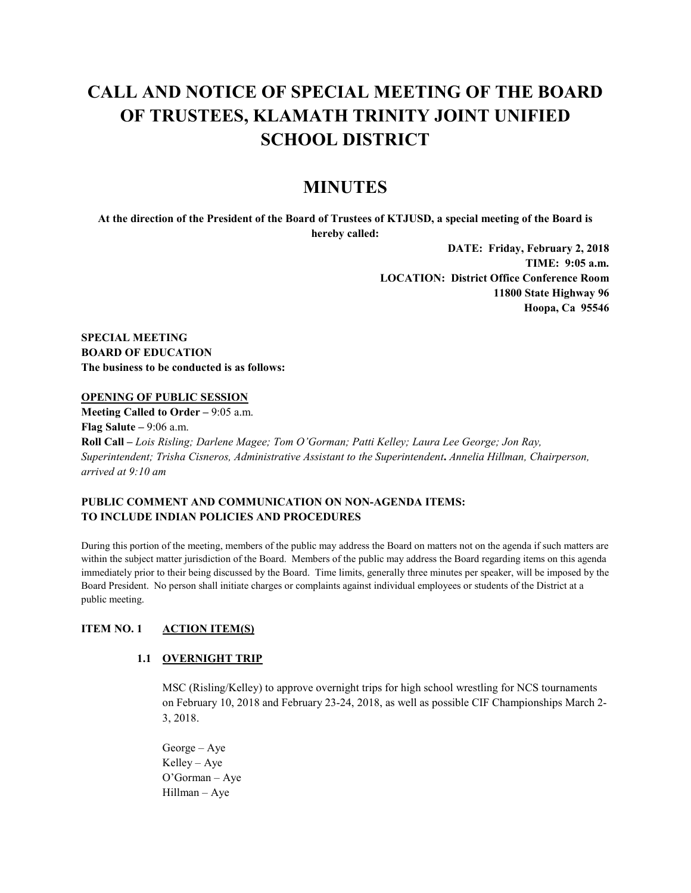# CALL AND NOTICE OF SPECIAL MEETING OF THE BOARD OF TRUSTEES, KLAMATH TRINITY JOINT UNIFIED SCHOOL DISTRICT

# MINUTES

**At the direction of the President of the Board of Trustees of KTJUSD, a special meeting of the Board is hereby called:**

**DATE: Friday, February 2, 2018**
**TIME: 9:05 a.m.**
**LOCATION: District Office Conference Room**
**11800 State Highway 96**
**Hoopa, Ca 95546**

**SPECIAL MEETING**
**BOARD OF EDUCATION**
**The business to be conducted is as follows:**

**OPENING OF PUBLIC SESSION**

**Meeting Called to Order –** 9:05 a.m.
**Flag Salute –** 9:06 a.m.
**Roll Call –** *Lois Risling; Darlene Magee; Tom O'Gorman; Patti Kelley; Laura Lee George; Jon Ray, Superintendent; Trisha Cisneros, Administrative Assistant to the Superintendent***.** *Annelia Hillman, Chairperson, arrived at 9:10 am*

**PUBLIC COMMENT AND COMMUNICATION ON NON-AGENDA ITEMS: TO INCLUDE INDIAN POLICIES AND PROCEDURES**

During this portion of the meeting, members of the public may address the Board on matters not on the agenda if such matters are within the subject matter jurisdiction of the Board. Members of the public may address the Board regarding items on this agenda immediately prior to their being discussed by the Board. Time limits, generally three minutes per speaker, will be imposed by the Board President. No person shall initiate charges or complaints against individual employees or students of the District at a public meeting.

**ITEM NO. 1 ACTION ITEM(S)**

**1.1 OVERNIGHT TRIP**

MSC (Risling/Kelley) to approve overnight trips for high school wrestling for NCS tournaments on February 10, 2018 and February 23-24, 2018, as well as possible CIF Championships March 2-3, 2018.

George – Aye
Kelley – Aye
O'Gorman – Aye
Hillman – Aye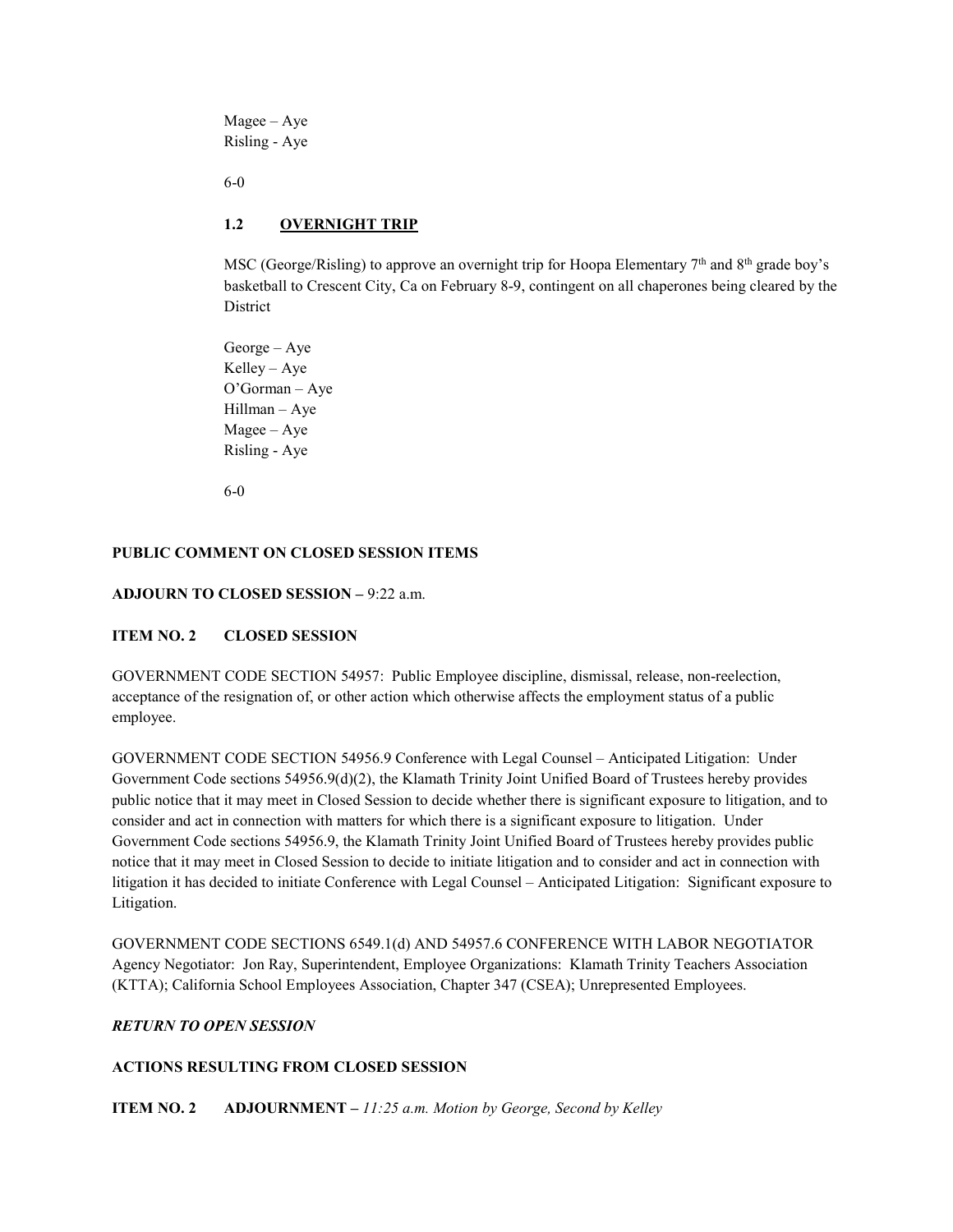Magee – Aye
Risling - Aye

6-0

### 1.2 OVERNIGHT TRIP

MSC (George/Risling) to approve an overnight trip for Hoopa Elementary 7th and 8th grade boy's basketball to Crescent City, Ca on February 8-9, contingent on all chaperones being cleared by the District

George – Aye
Kelley – Aye
O'Gorman – Aye
Hillman – Aye
Magee – Aye
Risling - Aye

6-0

**PUBLIC COMMENT ON CLOSED SESSION ITEMS**

**ADJOURN TO CLOSED SESSION –** 9:22 a.m.

**ITEM NO. 2 CLOSED SESSION**

GOVERNMENT CODE SECTION 54957: Public Employee discipline, dismissal, release, non-reelection, acceptance of the resignation of, or other action which otherwise affects the employment status of a public employee.

GOVERNMENT CODE SECTION 54956.9 Conference with Legal Counsel – Anticipated Litigation: Under Government Code sections 54956.9(d)(2), the Klamath Trinity Joint Unified Board of Trustees hereby provides public notice that it may meet in Closed Session to decide whether there is significant exposure to litigation, and to consider and act in connection with matters for which there is a significant exposure to litigation. Under Government Code sections 54956.9, the Klamath Trinity Joint Unified Board of Trustees hereby provides public notice that it may meet in Closed Session to decide to initiate litigation and to consider and act in connection with litigation it has decided to initiate Conference with Legal Counsel – Anticipated Litigation: Significant exposure to Litigation.

GOVERNMENT CODE SECTIONS 6549.1(d) AND 54957.6 CONFERENCE WITH LABOR NEGOTIATOR Agency Negotiator: Jon Ray, Superintendent, Employee Organizations: Klamath Trinity Teachers Association (KTTA); California School Employees Association, Chapter 347 (CSEA); Unrepresented Employees.

***RETURN TO OPEN SESSION***

**ACTIONS RESULTING FROM CLOSED SESSION**

**ITEM NO. 2 ADJOURNMENT –** *11:25 a.m. Motion by George, Second by Kelley*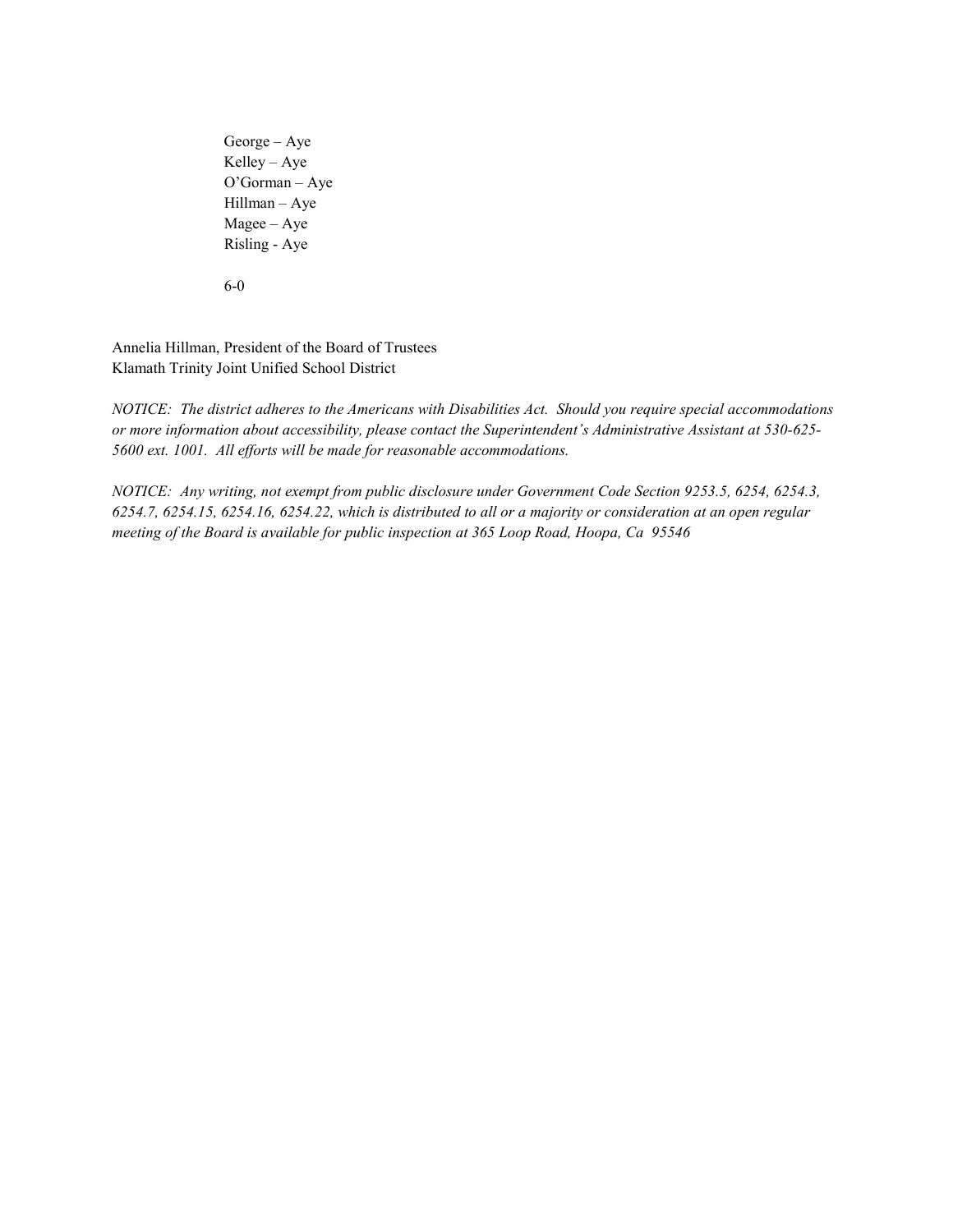George – Aye
Kelley – Aye
O'Gorman – Aye
Hillman – Aye
Magee – Aye
Risling - Aye

6-0

Annelia Hillman, President of the Board of Trustees
Klamath Trinity Joint Unified School District

*NOTICE: The district adheres to the Americans with Disabilities Act. Should you require special accommodations or more information about accessibility, please contact the Superintendent's Administrative Assistant at 530-625-5600 ext. 1001. All efforts will be made for reasonable accommodations.*

*NOTICE: Any writing, not exempt from public disclosure under Government Code Section 9253.5, 6254, 6254.3, 6254.7, 6254.15, 6254.16, 6254.22, which is distributed to all or a majority or consideration at an open regular meeting of the Board is available for public inspection at 365 Loop Road, Hoopa, Ca 95546*